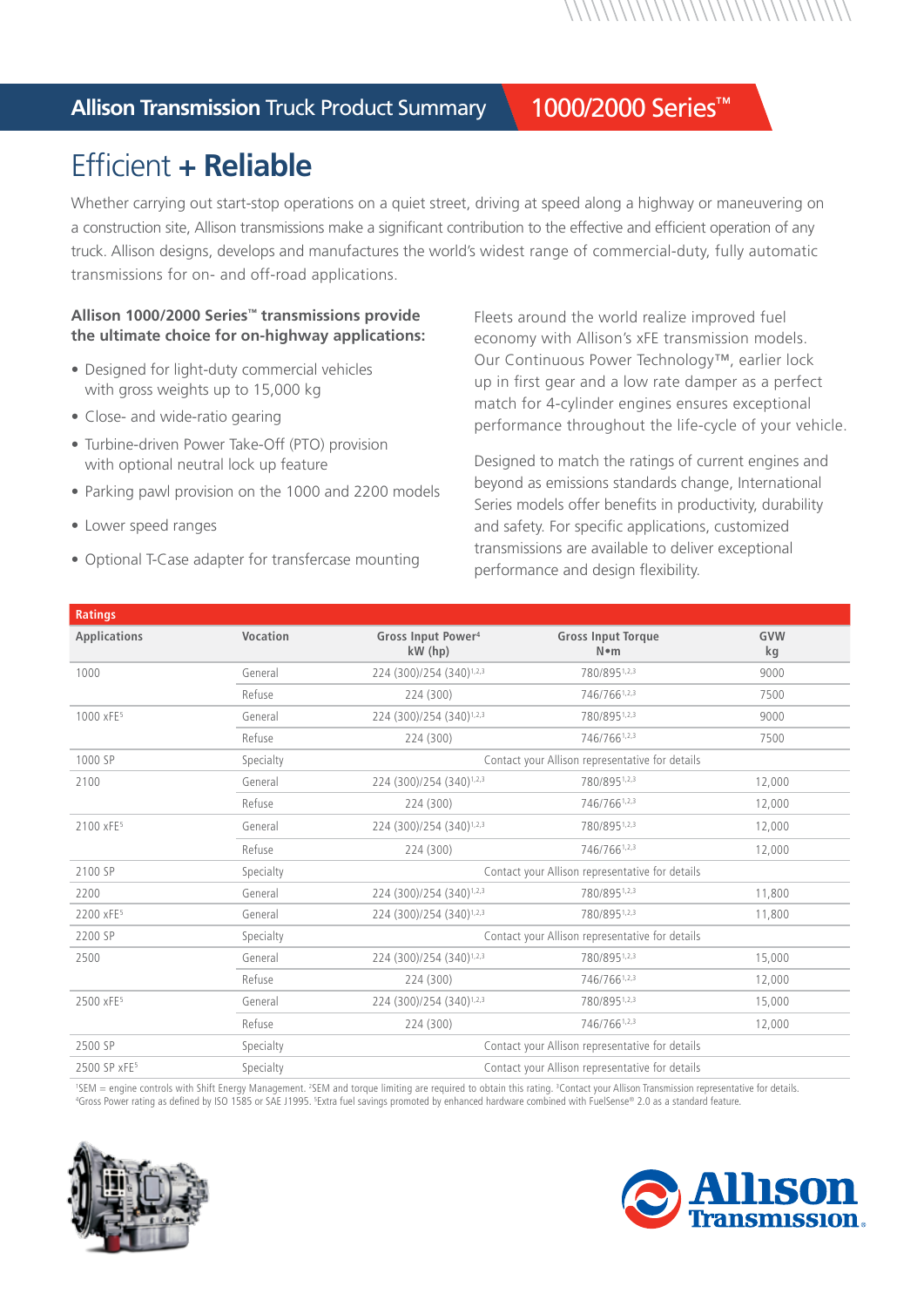# Allison Transmission Truck Product Summary — 1000/2000 Series™

## Efficient + Reliable

Whether carrying out start-stop operations on a quiet street, driving at speed along a highway or maneuvering on a construction site, Allison transmissions make a significant contribution to the effective and efficient operation of any truck. Allison designs, develops and manufactures the world's widest range of commercial-duty, fully automatic transmissions for on- and off-road applications.

**Allison 1000/2000 Series™ transmissions provide the ultimate choice for on-highway applications:**

- Designed for light-duty commercial vehicles with gross weights up to 15,000 kg
- Close- and wide-ratio gearing
- Turbine-driven Power Take-Off (PTO) provision with optional neutral lock up feature
- Parking pawl provision on the 1000 and 2200 models
- Lower speed ranges
- Optional T-Case adapter for transfercase mounting

Fleets around the world realize improved fuel economy with Allison's xFE transmission models. Our Continuous Power Technology™, earlier lock up in first gear and a low rate damper as a perfect match for 4-cylinder engines ensures exceptional performance throughout the life-cycle of your vehicle.

Designed to match the ratings of current engines and beyond as emissions standards change, International Series models offer benefits in productivity, durability and safety. For specific applications, customized transmissions are available to deliver exceptional performance and design flexibility.

**Ratings**

| Applications | Vocation | Gross Input Power[4] kW (hp) | Gross Input Torque N•m | GVW kg |
|---|---|---|---|---|
| 1000 | General | 224 (300)/254 (340)[1,2,3] | 780/895[1,2,3] | 9000 |
| | Refuse | 224 (300) | 746/766[1,2,3] | 7500 |
| 1000 xFE[5] | General | 224 (300)/254 (340)[1,2,3] | 780/895[1,2,3] | 9000 |
| | Refuse | 224 (300) | 746/766[1,2,3] | 7500 |
| 1000 SP | Specialty | Contact your Allison representative for details | | |
| 2100 | General | 224 (300)/254 (340)[1,2,3] | 780/895[1,2,3] | 12,000 |
| | Refuse | 224 (300) | 746/766[1,2,3] | 12,000 |
| 2100 xFE[5] | General | 224 (300)/254 (340)[1,2,3] | 780/895[1,2,3] | 12,000 |
| | Refuse | 224 (300) | 746/766[1,2,3] | 12,000 |
| 2100 SP | Specialty | Contact your Allison representative for details | | |
| 2200 | General | 224 (300)/254 (340)[1,2,3] | 780/895[1,2,3] | 11,800 |
| 2200 xFE[5] | General | 224 (300)/254 (340)[1,2,3] | 780/895[1,2,3] | 11,800 |
| 2200 SP | Specialty | Contact your Allison representative for details | | |
| 2500 | General | 224 (300)/254 (340)[1,2,3] | 780/895[1,2,3] | 15,000 |
| | Refuse | 224 (300) | 746/766[1,2,3] | 12,000 |
| 2500 xFE[5] | General | 224 (300)/254 (340)[1,2,3] | 780/895[1,2,3] | 15,000 |
| | Refuse | 224 (300) | 746/766[1,2,3] | 12,000 |
| 2500 SP | Specialty | Contact your Allison representative for details | | |
| 2500 SP xFE[5] | Specialty | Contact your Allison representative for details | | |

[1]SEM = engine controls with Shift Energy Management. [2]SEM and torque limiting are required to obtain this rating. [3]Contact your Allison Transmission representative for details. [4]Gross Power rating as defined by ISO 1585 or SAE J1995. [5]Extra fuel savings promoted by enhanced hardware combined with FuelSense® 2.0 as a standard feature.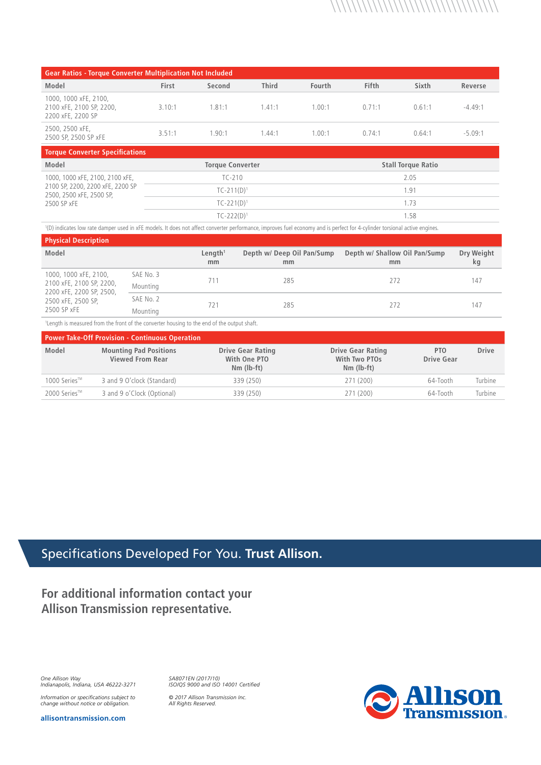## Gear Ratios - Torque Converter Multiplication Not Included

| Model | First | Second | Third | Fourth | Fifth | Sixth | Reverse |
|---|---|---|---|---|---|---|---|
| 1000, 1000 xFE, 2100, 2100 xFE, 2100 SP, 2200, 2200 xFE, 2200 SP | 3.10:1 | 1.81:1 | 1.41:1 | 1.00:1 | 0.71:1 | 0.61:1 | -4.49:1 |
| 2500, 2500 xFE, 2500 SP, 2500 SP xFE | 3.51:1 | 1.90:1 | 1.44:1 | 1.00:1 | 0.74:1 | 0.64:1 | -5.09:1 |

## Torque Converter Specifications

| Model | Torque Converter | Stall Torque Ratio |
|---|---|---|
| 1000, 1000 xFE, 2100, 2100 xFE, 2100 SP, 2200, 2200 xFE, 2200 SP 2500, 2500 xFE, 2500 SP, 2500 SP xFE | TC-210 | 2.05 |
| | TC-211(D)[1] | 1.91 |
| | TC-221(D)[1] | 1.73 |
| | TC-222(D)[1] | 1.58 |

[1](D) indicates low rate damper used in xFE models. It does not affect converter performance, improves fuel economy and is perfect for 4-cylinder torsional active engines.

## Physical Description

| Model | | Length[1] mm | Depth w/ Deep Oil Pan/Sump mm | Depth w/ Shallow Oil Pan/Sump mm | Dry Weight kg |
|---|---|---|---|---|---|
| 1000, 1000 xFE, 2100, 2100 xFE, 2100 SP, 2200, 2200 xFE, 2200 SP, 2500, 2500 xFE, 2500 SP, 2500 SP xFE | SAE No. 3 Mounting | 711 | 285 | 272 | 147 |
| | SAE No. 2 Mounting | 721 | 285 | 272 | 147 |

[1]Length is measured from the front of the converter housing to the end of the output shaft.

## Power Take-Off Provision - Continuous Operation

| Model | Mounting Pad Positions Viewed From Rear | Drive Gear Rating With One PTO Nm (lb-ft) | Drive Gear Rating With Two PTOs Nm (lb-ft) | PTO Drive Gear | Drive |
|---|---|---|---|---|---|
| 1000 Series™ | 3 and 9 O'clock (Standard) | 339 (250) | 271 (200) | 64-Tooth | Turbine |
| 2000 Series™ | 3 and 9 o'Clock (Optional) | 339 (250) | 271 (200) | 64-Tooth | Turbine |

Specifications Developed For You. **Trust Allison.**

**For additional information contact your Allison Transmission representative.**

*One Allison Way*
*Indianapolis, Indiana, USA 46222-3271*

*Information or specifications subject to change without notice or obligation.*

**allisontransmission.com**

*SA8071EN (2017/10)*
*ISO/QS 9000 and ISO 14001 Certified*

*© 2017 Allison Transmission Inc.*
*All Rights Reserved.*

Allison Transmission